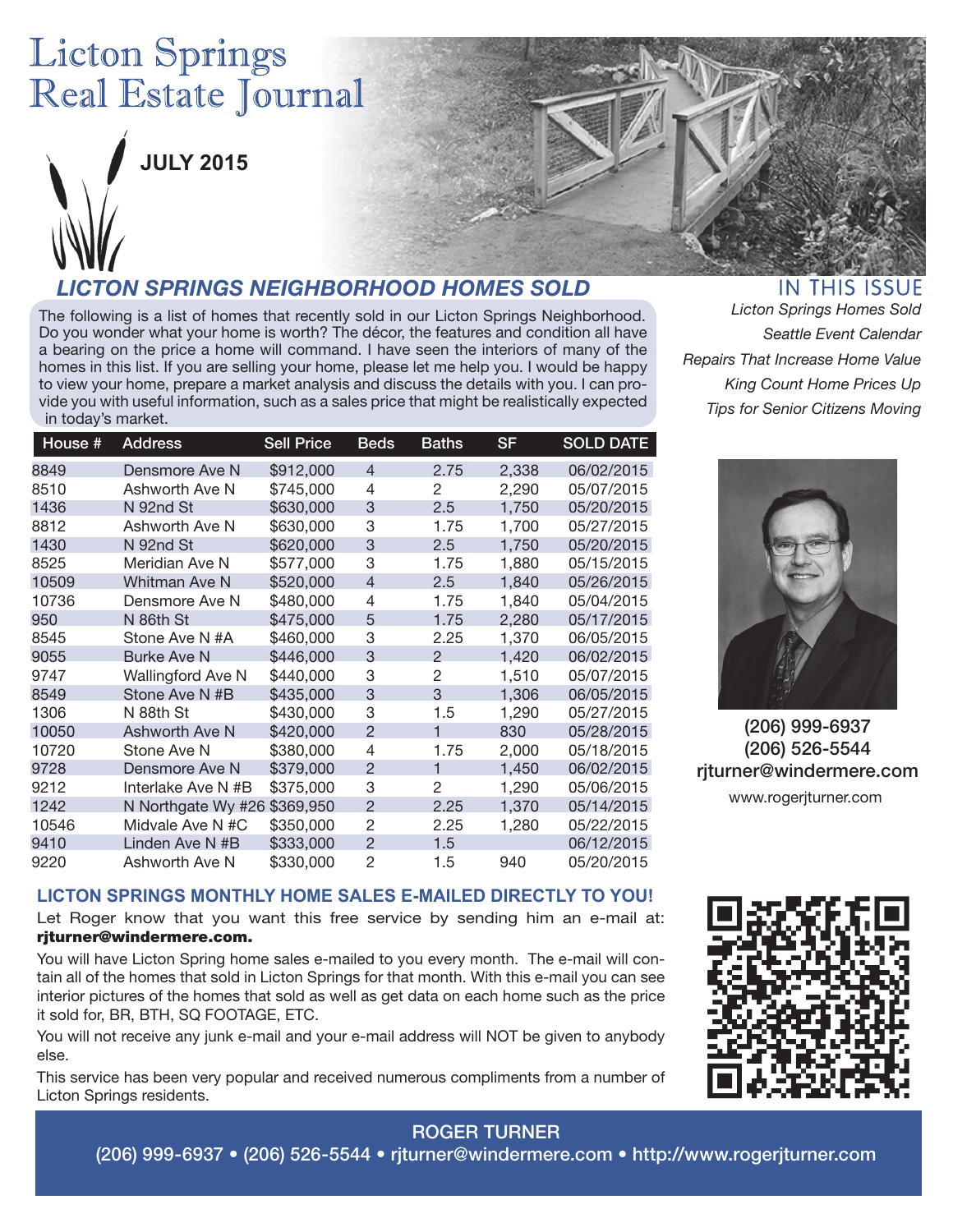# Licton Springs Real Estate Journal

**JULY 2015**

## LICTON SPRINGS NEIGHBORHOOD HOMES SOLD

The following is a list of homes that recently sold in our Licton Springs Neighborhood. Do you wonder what your home is worth? The décor, the features and condition all have a bearing on the price a home will command. I have seen the interiors of many of the homes in this list. If you are selling your home, please let me help you. I would be happy to view your home, prepare a market analysis and discuss the details with you. I can provide you with useful information, such as a sales price that might be realistically expected in today's market.

| House # | Address | Sell Price | Beds | Baths | SF | SOLD DATE |
|---|---|---|---|---|---|---|
| 8849 | Densmore Ave N | $912,000 | 4 | 2.75 | 2,338 | 06/02/2015 |
| 8510 | Ashworth Ave N | $745,000 | 4 | 2 | 2,290 | 05/07/2015 |
| 1436 | N 92nd St | $630,000 | 3 | 2.5 | 1,750 | 05/20/2015 |
| 8812 | Ashworth Ave N | $630,000 | 3 | 1.75 | 1,700 | 05/27/2015 |
| 1430 | N 92nd St | $620,000 | 3 | 2.5 | 1,750 | 05/20/2015 |
| 8525 | Meridian Ave N | $577,000 | 3 | 1.75 | 1,880 | 05/15/2015 |
| 10509 | Whitman Ave N | $520,000 | 4 | 2.5 | 1,840 | 05/26/2015 |
| 10736 | Densmore Ave N | $480,000 | 4 | 1.75 | 1,840 | 05/04/2015 |
| 950 | N 86th St | $475,000 | 5 | 1.75 | 2,280 | 05/17/2015 |
| 8545 | Stone Ave N #A | $460,000 | 3 | 2.25 | 1,370 | 06/05/2015 |
| 9055 | Burke Ave N | $446,000 | 3 | 2 | 1,420 | 06/02/2015 |
| 9747 | Wallingford Ave N | $440,000 | 3 | 2 | 1,510 | 05/07/2015 |
| 8549 | Stone Ave N #B | $435,000 | 3 | 3 | 1,306 | 06/05/2015 |
| 1306 | N 88th St | $430,000 | 3 | 1.5 | 1,290 | 05/27/2015 |
| 10050 | Ashworth Ave N | $420,000 | 2 | 1 | 830 | 05/28/2015 |
| 10720 | Stone Ave N | $380,000 | 4 | 1.75 | 2,000 | 05/18/2015 |
| 9728 | Densmore Ave N | $379,000 | 2 | 1 | 1,450 | 06/02/2015 |
| 9212 | Interlake Ave N #B | $375,000 | 3 | 2 | 1,290 | 05/06/2015 |
| 1242 | N Northgate Wy #26 | $369,950 | 2 | 2.25 | 1,370 | 05/14/2015 |
| 10546 | Midvale Ave N #C | $350,000 | 2 | 2.25 | 1,280 | 05/22/2015 |
| 9410 | Linden Ave N #B | $333,000 | 2 | 1.5 | | 06/12/2015 |
| 9220 | Ashworth Ave N | $330,000 | 2 | 1.5 | 940 | 05/20/2015 |

## IN THIS ISSUE

*Licton Springs Homes Sold*
*Seattle Event Calendar*
*Repairs That Increase Home Value*
*King Count Home Prices Up*
*Tips for Senior Citizens Moving*

**(206) 999-6937**
**(206) 526-5544**
**rjturner@windermere.com**
www.rogerjturner.com

## LICTON SPRINGS MONTHLY HOME SALES E-MAILED DIRECTLY TO YOU!

Let Roger know that you want this free service by sending him an e-mail at: **rjturner@windermere.com.**

You will have Licton Spring home sales e-mailed to you every month. The e-mail will contain all of the homes that sold in Licton Springs for that month. With this e-mail you can see interior pictures of the homes that sold as well as get data on each home such as the price it sold for, BR, BTH, SQ FOOTAGE, ETC.

You will not receive any junk e-mail and your e-mail address will NOT be given to anybody else.

This service has been very popular and received numerous compliments from a number of Licton Springs residents.

**ROGER TURNER**
**(206) 999-6937 • (206) 526-5544 • rjturner@windermere.com • http://www.rogerjturner.com**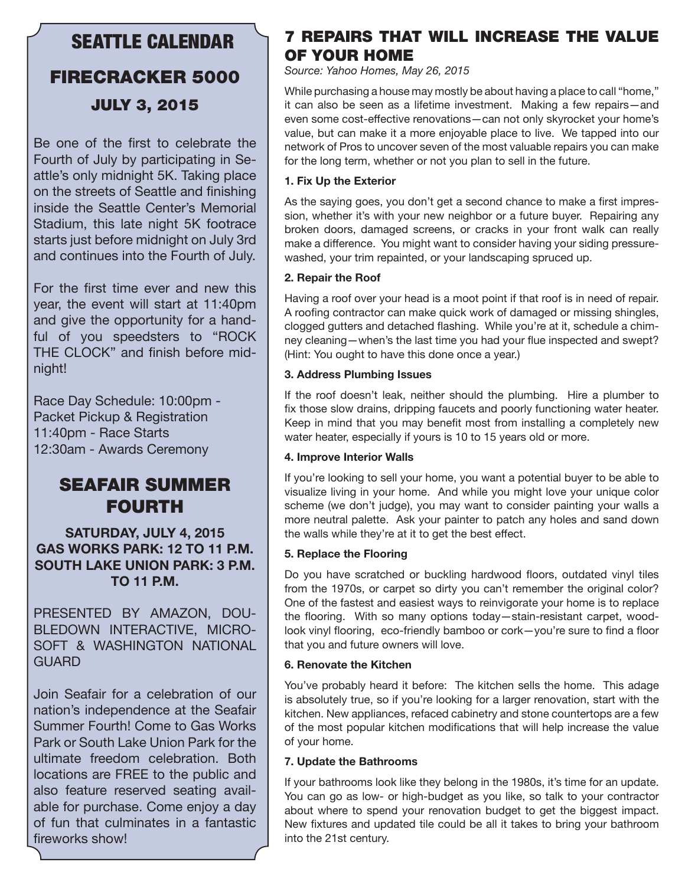# SEATTLE CALENDAR

## FIRECRACKER 5000

### JULY 3, 2015

Be one of the first to celebrate the Fourth of July by participating in Seattle's only midnight 5K. Taking place on the streets of Seattle and finishing inside the Seattle Center's Memorial Stadium, this late night 5K footrace starts just before midnight on July 3rd and continues into the Fourth of July.

For the first time ever and new this year, the event will start at 11:40pm and give the opportunity for a handful of you speedsters to "ROCK THE CLOCK" and finish before midnight!

Race Day Schedule: 10:00pm - Packet Pickup & Registration
11:40pm - Race Starts
12:30am - Awards Ceremony

## SEAFAIR SUMMER FOURTH

**SATURDAY, JULY 4, 2015**
**GAS WORKS PARK: 12 TO 11 P.M.**
**SOUTH LAKE UNION PARK: 3 P.M. TO 11 P.M.**

PRESENTED BY AMAZON, DOUBLEDOWN INTERACTIVE, MICROSOFT & WASHINGTON NATIONAL GUARD

Join Seafair for a celebration of our nation's independence at the Seafair Summer Fourth! Come to Gas Works Park or South Lake Union Park for the ultimate freedom celebration. Both locations are FREE to the public and also feature reserved seating available for purchase. Come enjoy a day of fun that culminates in a fantastic fireworks show!

# 7 REPAIRS THAT WILL INCREASE THE VALUE OF YOUR HOME

*Source: Yahoo Homes, May 26, 2015*

While purchasing a house may mostly be about having a place to call "home," it can also be seen as a lifetime investment. Making a few repairs—and even some cost-effective renovations—can not only skyrocket your home's value, but can make it a more enjoyable place to live. We tapped into our network of Pros to uncover seven of the most valuable repairs you can make for the long term, whether or not you plan to sell in the future.

**1. Fix Up the Exterior**

As the saying goes, you don't get a second chance to make a first impression, whether it's with your new neighbor or a future buyer. Repairing any broken doors, damaged screens, or cracks in your front walk can really make a difference. You might want to consider having your siding pressure-washed, your trim repainted, or your landscaping spruced up.

**2. Repair the Roof**

Having a roof over your head is a moot point if that roof is in need of repair. A roofing contractor can make quick work of damaged or missing shingles, clogged gutters and detached flashing. While you're at it, schedule a chimney cleaning—when's the last time you had your flue inspected and swept? (Hint: You ought to have this done once a year.)

**3. Address Plumbing Issues**

If the roof doesn't leak, neither should the plumbing. Hire a plumber to fix those slow drains, dripping faucets and poorly functioning water heater. Keep in mind that you may benefit most from installing a completely new water heater, especially if yours is 10 to 15 years old or more.

**4. Improve Interior Walls**

If you're looking to sell your home, you want a potential buyer to be able to visualize living in your home. And while you might love your unique color scheme (we don't judge), you may want to consider painting your walls a more neutral palette. Ask your painter to patch any holes and sand down the walls while they're at it to get the best effect.

**5. Replace the Flooring**

Do you have scratched or buckling hardwood floors, outdated vinyl tiles from the 1970s, or carpet so dirty you can't remember the original color? One of the fastest and easiest ways to reinvigorate your home is to replace the flooring. With so many options today—stain-resistant carpet, wood-look vinyl flooring, eco-friendly bamboo or cork—you're sure to find a floor that you and future owners will love.

**6. Renovate the Kitchen**

You've probably heard it before: The kitchen sells the home. This adage is absolutely true, so if you're looking for a larger renovation, start with the kitchen. New appliances, refaced cabinetry and stone countertops are a few of the most popular kitchen modifications that will help increase the value of your home.

**7. Update the Bathrooms**

If your bathrooms look like they belong in the 1980s, it's time for an update. You can go as low- or high-budget as you like, so talk to your contractor about where to spend your renovation budget to get the biggest impact. New fixtures and updated tile could be all it takes to bring your bathroom into the 21st century.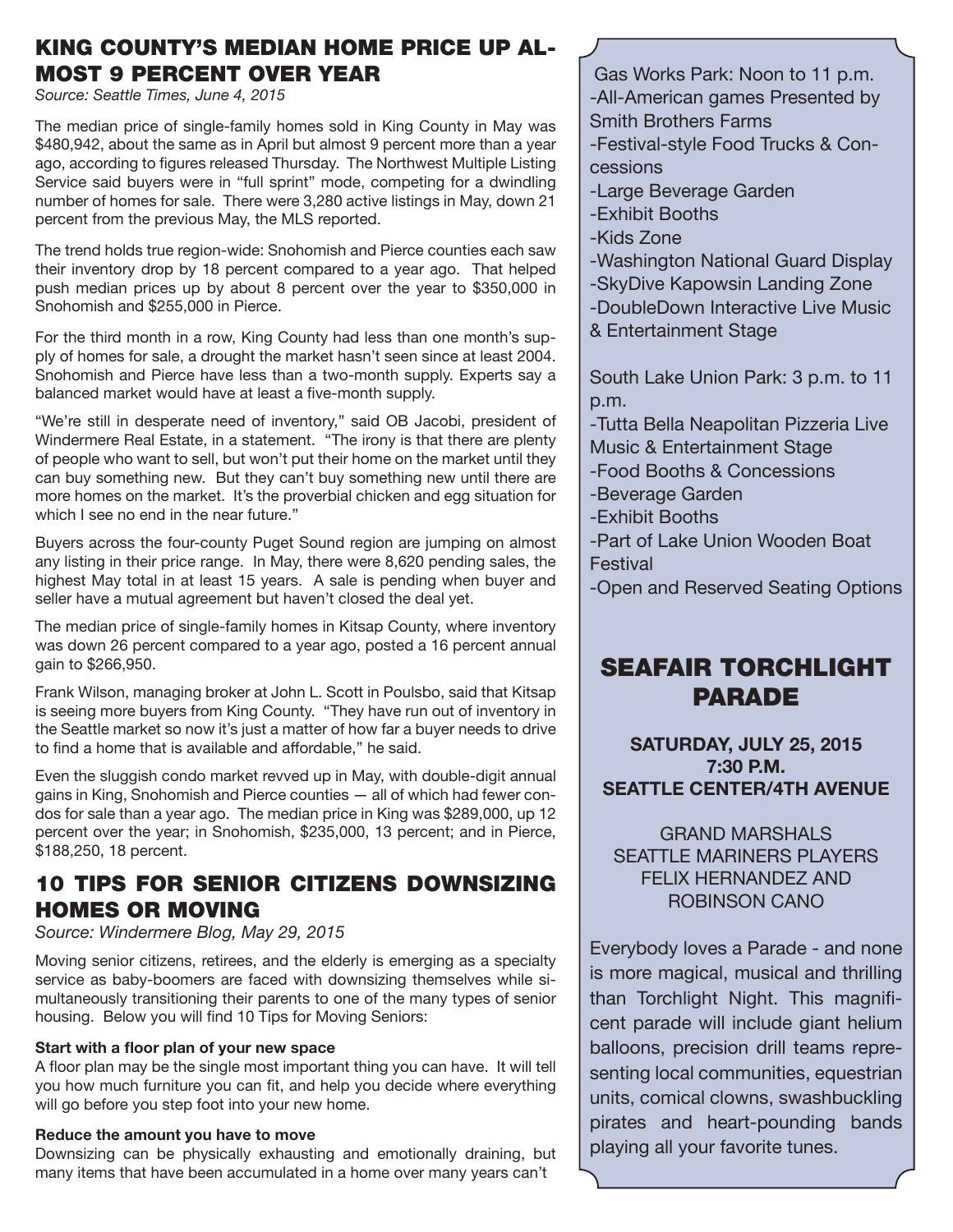## KING COUNTY'S MEDIAN HOME PRICE UP ALMOST 9 PERCENT OVER YEAR

*Source: Seattle Times, June 4, 2015*

The median price of single-family homes sold in King County in May was $480,942, about the same as in April but almost 9 percent more than a year ago, according to figures released Thursday. The Northwest Multiple Listing Service said buyers were in "full sprint" mode, competing for a dwindling number of homes for sale. There were 3,280 active listings in May, down 21 percent from the previous May, the MLS reported.

The trend holds true region-wide: Snohomish and Pierce counties each saw their inventory drop by 18 percent compared to a year ago. That helped push median prices up by about 8 percent over the year to $350,000 in Snohomish and $255,000 in Pierce.

For the third month in a row, King County had less than one month's supply of homes for sale, a drought the market hasn't seen since at least 2004. Snohomish and Pierce have less than a two-month supply. Experts say a balanced market would have at least a five-month supply.

"We're still in desperate need of inventory," said OB Jacobi, president of Windermere Real Estate, in a statement. "The irony is that there are plenty of people who want to sell, but won't put their home on the market until they can buy something new. But they can't buy something new until there are more homes on the market. It's the proverbial chicken and egg situation for which I see no end in the near future."

Buyers across the four-county Puget Sound region are jumping on almost any listing in their price range. In May, there were 8,620 pending sales, the highest May total in at least 15 years. A sale is pending when buyer and seller have a mutual agreement but haven't closed the deal yet.

The median price of single-family homes in Kitsap County, where inventory was down 26 percent compared to a year ago, posted a 16 percent annual gain to $266,950.

Frank Wilson, managing broker at John L. Scott in Poulsbo, said that Kitsap is seeing more buyers from King County. "They have run out of inventory in the Seattle market so now it's just a matter of how far a buyer needs to drive to find a home that is available and affordable," he said.

Even the sluggish condo market revved up in May, with double-digit annual gains in King, Snohomish and Pierce counties — all of which had fewer condos for sale than a year ago. The median price in King was $289,000, up 12 percent over the year; in Snohomish, $235,000, 13 percent; and in Pierce, $188,250, 18 percent.

## 10 TIPS FOR SENIOR CITIZENS DOWNSIZING HOMES OR MOVING

*Source: Windermere Blog, May 29, 2015*

Moving senior citizens, retirees, and the elderly is emerging as a specialty service as baby-boomers are faced with downsizing themselves while simultaneously transitioning their parents to one of the many types of senior housing. Below you will find 10 Tips for Moving Seniors:

**Start with a floor plan of your new space**

A floor plan may be the single most important thing you can have. It will tell you how much furniture you can fit, and help you decide where everything will go before you step foot into your new home.

**Reduce the amount you have to move**

Downsizing can be physically exhausting and emotionally draining, but many items that have been accumulated in a home over many years can't

Gas Works Park: Noon to 11 p.m.

- All-American games Presented by Smith Brothers Farms
- Festival-style Food Trucks & Concessions
- Large Beverage Garden
- Exhibit Booths
- Kids Zone
- Washington National Guard Display
- SkyDive Kapowsin Landing Zone
- DoubleDown Interactive Live Music & Entertainment Stage

South Lake Union Park: 3 p.m. to 11 p.m.

- Tutta Bella Neapolitan Pizzeria Live Music & Entertainment Stage
- Food Booths & Concessions
- Beverage Garden
- Exhibit Booths
- Part of Lake Union Wooden Boat Festival
- Open and Reserved Seating Options

## SEAFAIR TORCHLIGHT PARADE

**SATURDAY, JULY 25, 2015**
**7:30 P.M.**
**SEATTLE CENTER/4TH AVENUE**

GRAND MARSHALS
SEATTLE MARINERS PLAYERS
FELIX HERNANDEZ AND
ROBINSON CANO

Everybody loves a Parade - and none is more magical, musical and thrilling than Torchlight Night. This magnificent parade will include giant helium balloons, precision drill teams representing local communities, equestrian units, comical clowns, swashbuckling pirates and heart-pounding bands playing all your favorite tunes.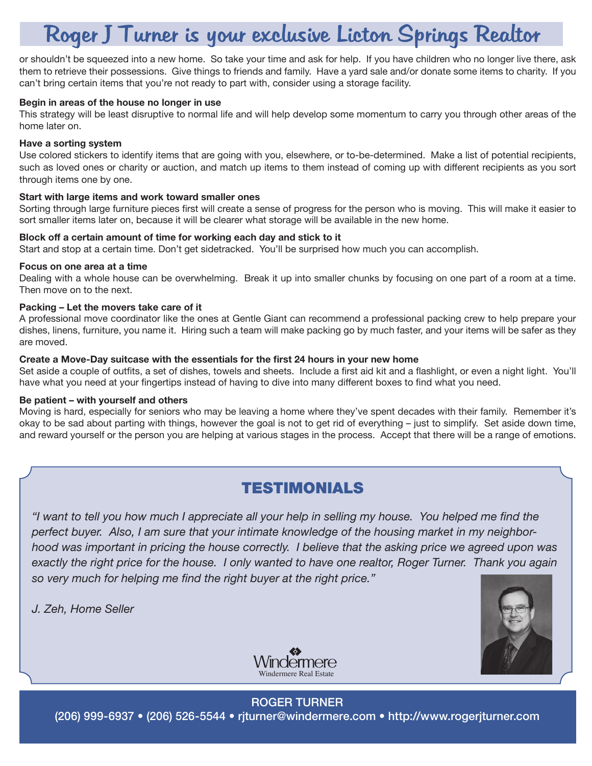# Roger J Turner is your exclusive Licton Springs Realtor

or shouldn't be squeezed into a new home. So take your time and ask for help. If you have children who no longer live there, ask them to retrieve their possessions. Give things to friends and family. Have a yard sale and/or donate some items to charity. If you can't bring certain items that you're not ready to part with, consider using a storage facility.

**Begin in areas of the house no longer in use**
This strategy will be least disruptive to normal life and will help develop some momentum to carry you through other areas of the home later on.

**Have a sorting system**
Use colored stickers to identify items that are going with you, elsewhere, or to-be-determined. Make a list of potential recipients, such as loved ones or charity or auction, and match up items to them instead of coming up with different recipients as you sort through items one by one.

**Start with large items and work toward smaller ones**
Sorting through large furniture pieces first will create a sense of progress for the person who is moving. This will make it easier to sort smaller items later on, because it will be clearer what storage will be available in the new home.

**Block off a certain amount of time for working each day and stick to it**
Start and stop at a certain time. Don't get sidetracked. You'll be surprised how much you can accomplish.

**Focus on one area at a time**
Dealing with a whole house can be overwhelming. Break it up into smaller chunks by focusing on one part of a room at a time. Then move on to the next.

**Packing – Let the movers take care of it**
A professional move coordinator like the ones at Gentle Giant can recommend a professional packing crew to help prepare your dishes, linens, furniture, you name it. Hiring such a team will make packing go by much faster, and your items will be safer as they are moved.

**Create a Move-Day suitcase with the essentials for the first 24 hours in your new home**
Set aside a couple of outfits, a set of dishes, towels and sheets. Include a first aid kit and a flashlight, or even a night light. You'll have what you need at your fingertips instead of having to dive into many different boxes to find what you need.

**Be patient – with yourself and others**
Moving is hard, especially for seniors who may be leaving a home where they've spent decades with their family. Remember it's okay to be sad about parting with things, however the goal is not to get rid of everything – just to simplify. Set aside down time, and reward yourself or the person you are helping at various stages in the process. Accept that there will be a range of emotions.

## TESTIMONIALS

*"I want to tell you how much I appreciate all your help in selling my house. You helped me find the perfect buyer. Also, I am sure that your intimate knowledge of the housing market in my neighborhood was important in pricing the house correctly. I believe that the asking price we agreed upon was exactly the right price for the house. I only wanted to have one realtor, Roger Turner. Thank you again so very much for helping me find the right buyer at the right price."*

*J. Zeh, Home Seller*

Windermere
Windermere Real Estate

**ROGER TURNER**
(206) 999-6937 • (206) 526-5544 • rjturner@windermere.com • http://www.rogerjturner.com